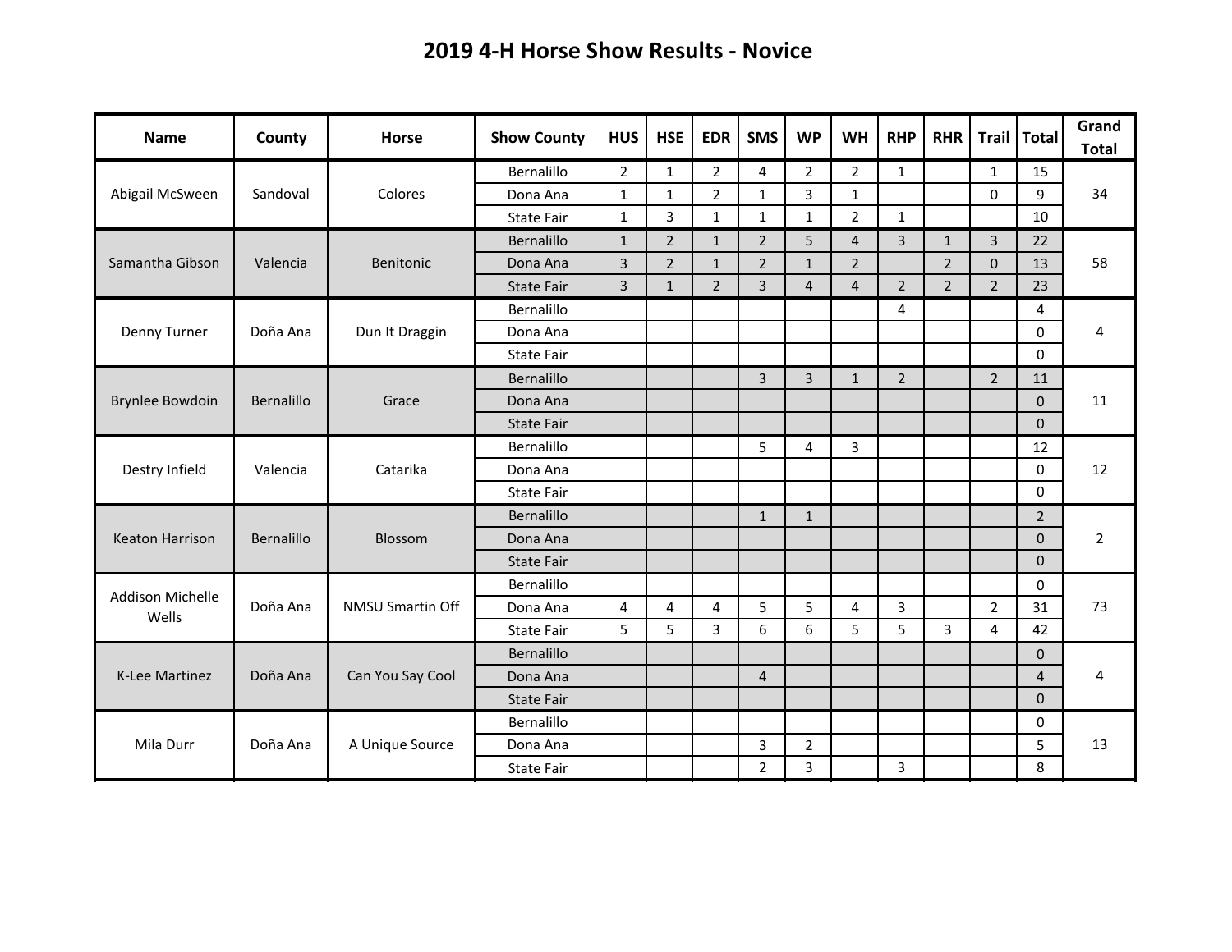# 2019 4-H Horse Show Results - Novice

| Name | County | Horse | Show County | HUS | HSE | EDR | SMS | WP | WH | RHP | RHR | Trail | Total | Grand Total |
|---|---|---|---|---|---|---|---|---|---|---|---|---|---|---|
| Abigail McSween | Sandoval | Colores | Bernalillo | 2 | 1 | 2 | 4 | 2 | 2 | 1 | | 1 | 15 | 34 |
| | | | Dona Ana | 1 | 1 | 2 | 1 | 3 | 1 | | | 0 | 9 | |
| | | | State Fair | 1 | 3 | 1 | 1 | 1 | 2 | 1 | | | 10 | |
| Samantha Gibson | Valencia | Benitonic | Bernalillo | 1 | 2 | 1 | 2 | 5 | 4 | 3 | 1 | 3 | 22 | 58 |
| | | | Dona Ana | 3 | 2 | 1 | 2 | 1 | 2 | | 2 | 0 | 13 | |
| | | | State Fair | 3 | 1 | 2 | 3 | 4 | 4 | 2 | 2 | 2 | 23 | |
| Denny Turner | Doña Ana | Dun It Draggin | Bernalillo | | | | | | | 4 | | | 4 | 4 |
| | | | Dona Ana | | | | | | | | | | 0 | |
| | | | State Fair | | | | | | | | | | 0 | |
| Brynlee Bowdoin | Bernalillo | Grace | Bernalillo | | | | 3 | 3 | 1 | 2 | | 2 | 11 | 11 |
| | | | Dona Ana | | | | | | | | | | 0 | |
| | | | State Fair | | | | | | | | | | 0 | |
| Destry Infield | Valencia | Catarika | Bernalillo | | | | 5 | 4 | 3 | | | | 12 | 12 |
| | | | Dona Ana | | | | | | | | | | 0 | |
| | | | State Fair | | | | | | | | | | 0 | |
| Keaton Harrison | Bernalillo | Blossom | Bernalillo | | | | 1 | 1 | | | | | 2 | 2 |
| | | | Dona Ana | | | | | | | | | | 0 | |
| | | | State Fair | | | | | | | | | | 0 | |
| Addison Michelle Wells | Doña Ana | NMSU Smartin Off | Bernalillo | | | | | | | | | | 0 | 73 |
| | | | Dona Ana | 4 | 4 | 4 | 5 | 5 | 4 | 3 | | 2 | 31 | |
| | | | State Fair | 5 | 5 | 3 | 6 | 6 | 5 | 5 | 3 | 4 | 42 | |
| K-Lee Martinez | Doña Ana | Can You Say Cool | Bernalillo | | | | | | | | | | 0 | 4 |
| | | | Dona Ana | | | | 4 | | | | | | 4 | |
| | | | State Fair | | | | | | | | | | 0 | |
| Mila Durr | Doña Ana | A Unique Source | Bernalillo | | | | | | | | | | 0 | 13 |
| | | | Dona Ana | | | | 3 | 2 | | | | | 5 | |
| | | | State Fair | | | | 2 | 3 | | 3 | | | 8 | |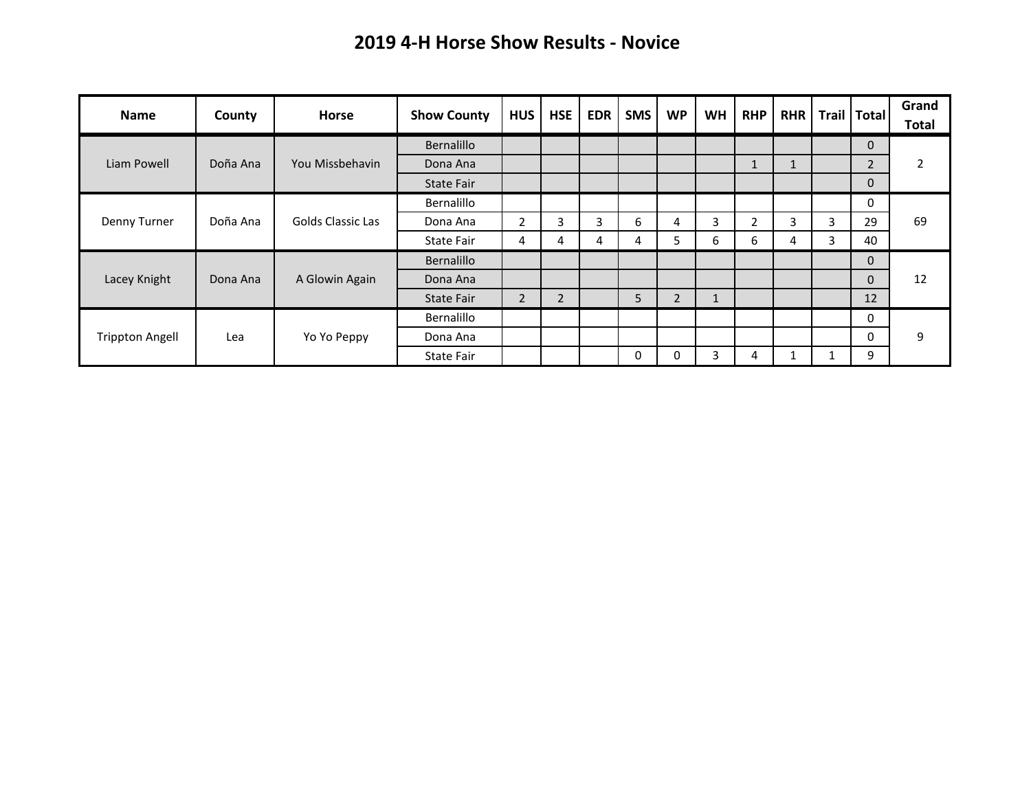# 2019 4-H Horse Show Results - Novice

| Name | County | Horse | Show County | HUS | HSE | EDR | SMS | WP | WH | RHP | RHR | Trail | Total | Grand Total |
|---|---|---|---|---|---|---|---|---|---|---|---|---|---|---|
| Liam Powell | Doña Ana | You Missbehavin | Bernalillo | | | | | | | | | | 0 | 2 |
| | | | Dona Ana | | | | | | | 1 | 1 | | 2 | |
| | | | State Fair | | | | | | | | | | 0 | |
| Denny Turner | Doña Ana | Golds Classic Las | Bernalillo | | | | | | | | | | 0 | 69 |
| | | | Dona Ana | 2 | 3 | 3 | 6 | 4 | 3 | 2 | 3 | 3 | 29 | |
| | | | State Fair | 4 | 4 | 4 | 4 | 5 | 6 | 6 | 4 | 3 | 40 | |
| Lacey Knight | Dona Ana | A Glowin Again | Bernalillo | | | | | | | | | | 0 | 12 |
| | | | Dona Ana | | | | | | | | | | 0 | |
| | | | State Fair | 2 | 2 | | 5 | 2 | 1 | | | | 12 | |
| Trippton Angell | Lea | Yo Yo Peppy | Bernalillo | | | | | | | | | | 0 | 9 |
| | | | Dona Ana | | | | | | | | | | 0 | |
| | | | State Fair | | | | 0 | 0 | 3 | 4 | 1 | 1 | 9 | |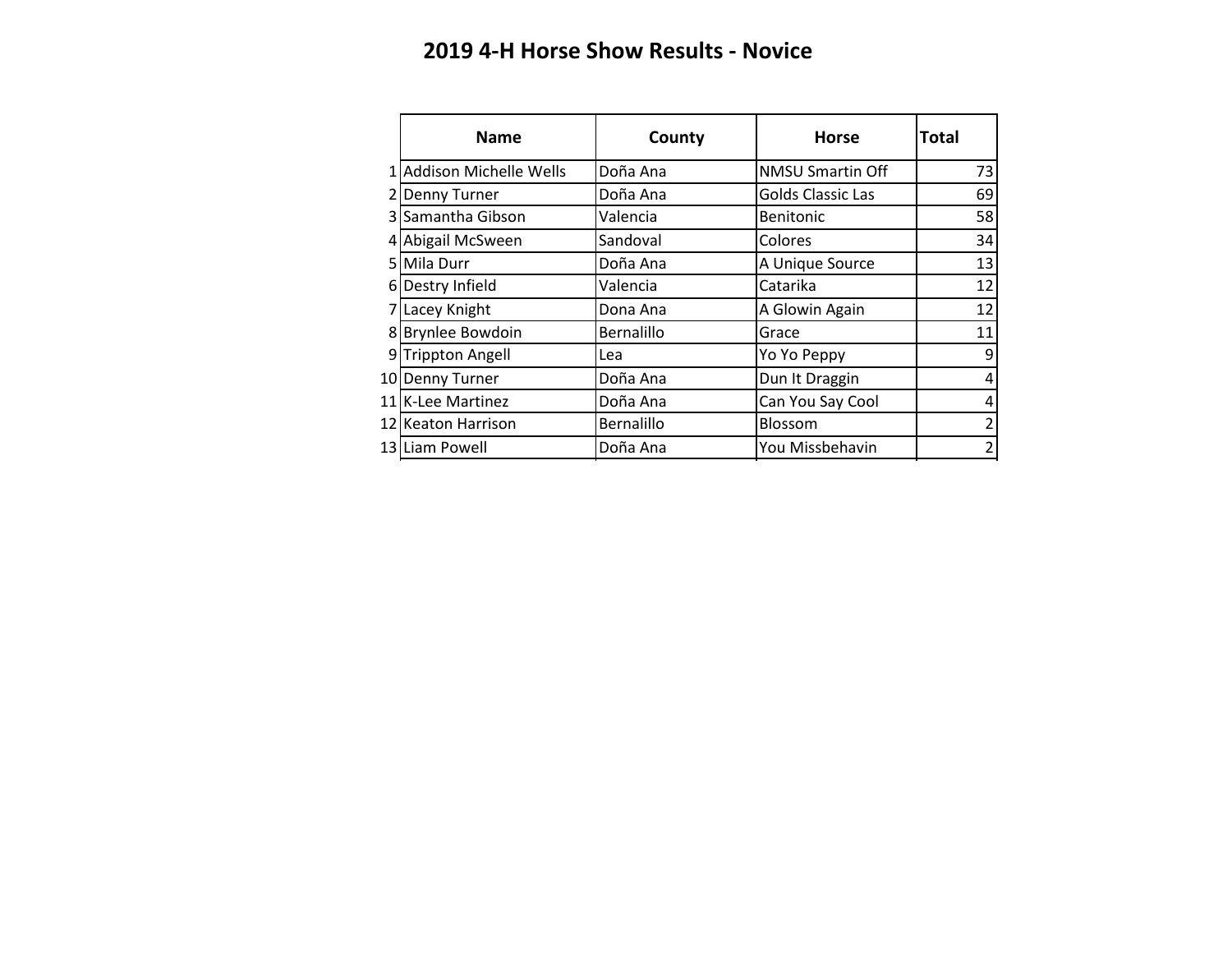## 2019 4-H Horse Show Results - Novice

| | Name | County | Horse | Total |
|---|---|---|---|---|
| 1 | Addison Michelle Wells | Doña Ana | NMSU Smartin Off | 73 |
| 2 | Denny Turner | Doña Ana | Golds Classic Las | 69 |
| 3 | Samantha Gibson | Valencia | Benitonic | 58 |
| 4 | Abigail McSween | Sandoval | Colores | 34 |
| 5 | Mila Durr | Doña Ana | A Unique Source | 13 |
| 6 | Destry Infield | Valencia | Catarika | 12 |
| 7 | Lacey Knight | Dona Ana | A Glowin Again | 12 |
| 8 | Brynlee Bowdoin | Bernalillo | Grace | 11 |
| 9 | Trippton Angell | Lea | Yo Yo Peppy | 9 |
| 10 | Denny Turner | Doña Ana | Dun It Draggin | 4 |
| 11 | K-Lee Martinez | Doña Ana | Can You Say Cool | 4 |
| 12 | Keaton Harrison | Bernalillo | Blossom | 2 |
| 13 | Liam Powell | Doña Ana | You Missbehavin | 2 |